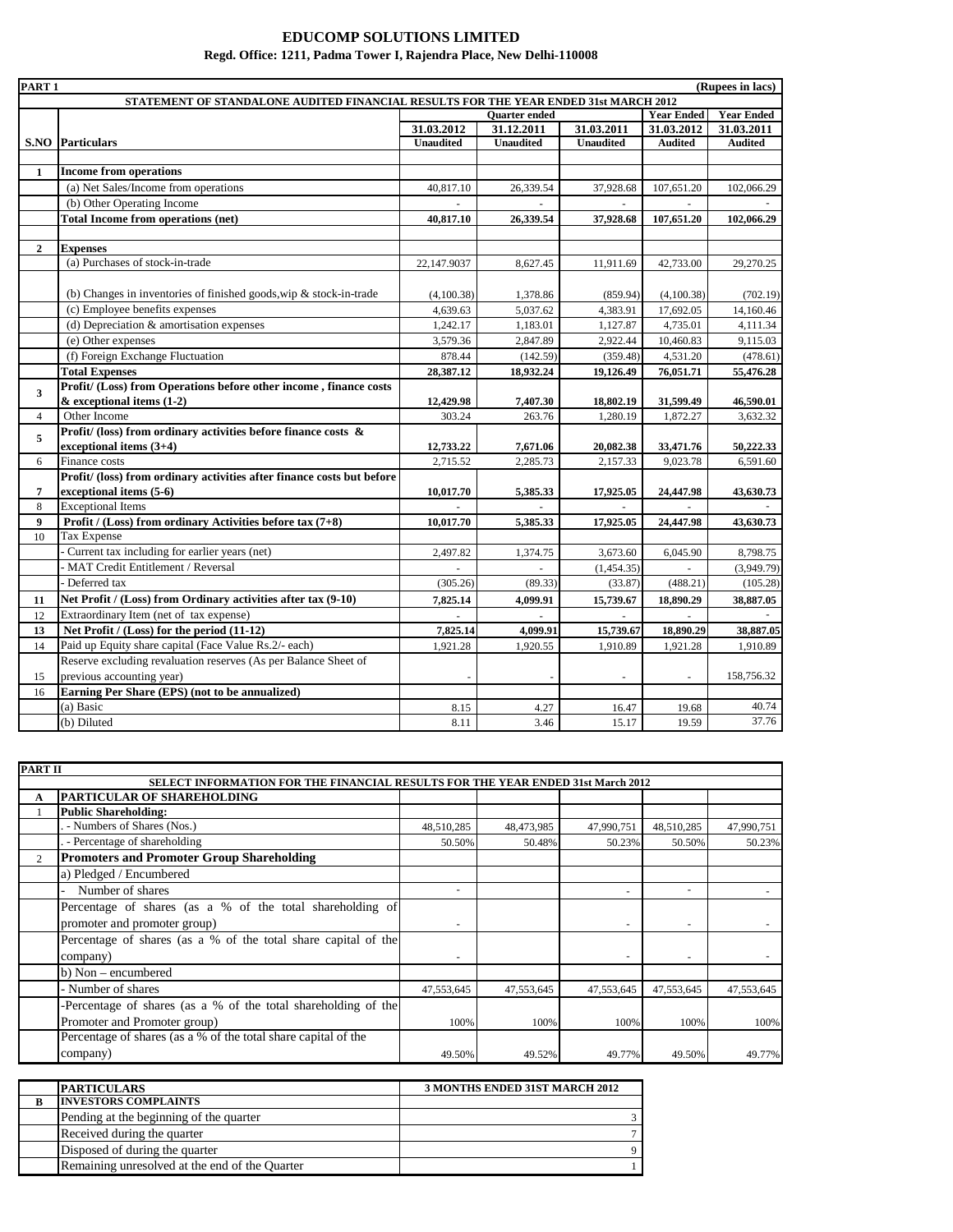# EDUCOMP SOLUTIONS LIMITED

**Regd. Office: 1211, Padma Tower I, Rajendra Place, New Delhi-110008**

**PART 1** (Rupees in lacs)

**STATEMENT OF STANDALONE AUDITED FINANCIAL RESULTS FOR THE YEAR ENDED 31st MARCH 2012**

| S.NO | Particulars | Quarter ended | | | Year Ended | Year Ended |
|---|---|---|---|---|---|---|
| | | 31.03.2012 | 31.12.2011 | 31.03.2011 | 31.03.2012 | 31.03.2011 |
| | | Unaudited | Unaudited | Unaudited | Audited | Audited |
| 1 | **Income from operations** | | | | | |
| | (a) Net Sales/Income from operations | 40,817.10 | 26,339.54 | 37,928.68 | 107,651.20 | 102,066.29 |
| | (b) Other Operating Income | - | - | - | - | - |
| | **Total Income from operations (net)** | **40,817.10** | **26,339.54** | **37,928.68** | **107,651.20** | **102,066.29** |
| 2 | **Expenses** | | | | | |
| | (a) Purchases of stock-in-trade | 22,147.9037 | 8,627.45 | 11,911.69 | 42,733.00 | 29,270.25 |
| | (b) Changes in inventories of finished goods,wip & stock-in-trade | (4,100.38) | 1,378.86 | (859.94) | (4,100.38) | (702.19) |
| | (c) Employee benefits expenses | 4,639.63 | 5,037.62 | 4,383.91 | 17,692.05 | 14,160.46 |
| | (d) Depreciation & amortisation expenses | 1,242.17 | 1,183.01 | 1,127.87 | 4,735.01 | 4,111.34 |
| | (e) Other expenses | 3,579.36 | 2,847.89 | 2,922.44 | 10,460.83 | 9,115.03 |
| | (f) Foreign Exchange Fluctuation | 878.44 | (142.59) | (359.48) | 4,531.20 | (478.61) |
| | **Total Expenses** | **28,387.12** | **18,932.24** | **19,126.49** | **76,051.71** | **55,476.28** |
| 3 | **Profit/ (Loss) from Operations before other income , finance costs & exceptional items (1-2)** | **12,429.98** | **7,407.30** | **18,802.19** | **31,599.49** | **46,590.01** |
| 4 | Other Income | 303.24 | 263.76 | 1,280.19 | 1,872.27 | 3,632.32 |
| 5 | **Profit/ (loss) from ordinary activities before finance costs & exceptional items (3+4)** | **12,733.22** | **7,671.06** | **20,082.38** | **33,471.76** | **50,222.33** |
| 6 | Finance costs | 2,715.52 | 2,285.73 | 2,157.33 | 9,023.78 | 6,591.60 |
| 7 | **Profit/ (loss) from ordinary activities after finance costs but before exceptional items (5-6)** | **10,017.70** | **5,385.33** | **17,925.05** | **24,447.98** | **43,630.73** |
| 8 | Exceptional Items | - | - | - | - | - |
| 9 | **Profit / (Loss) from ordinary Activities before tax (7+8)** | **10,017.70** | **5,385.33** | **17,925.05** | **24,447.98** | **43,630.73** |
| 10 | Tax Expense | | | | | |
| | - Current tax including for earlier years (net) | 2,497.82 | 1,374.75 | 3,673.60 | 6,045.90 | 8,798.75 |
| | - MAT Credit Entitlement / Reversal | - | - | (1,454.35) | - | (3,949.79) |
| | - Deferred tax | (305.26) | (89.33) | (33.87) | (488.21) | (105.28) |
| 11 | **Net Profit / (Loss) from Ordinary activities after tax (9-10)** | **7,825.14** | **4,099.91** | **15,739.67** | **18,890.29** | **38,887.05** |
| 12 | Extraordinary Item (net of tax expense) | - | - | - | - | - |
| 13 | **Net Profit / (Loss) for the period (11-12)** | **7,825.14** | **4,099.91** | **15,739.67** | **18,890.29** | **38,887.05** |
| 14 | Paid up Equity share capital (Face Value Rs.2/- each) | 1,921.28 | 1,920.55 | 1,910.89 | 1,921.28 | 1,910.89 |
| 15 | Reserve excluding revaluation reserves (As per Balance Sheet of previous accounting year) | - | - | - | - | 158,756.32 |
| 16 | **Earning Per Share (EPS) (not to be annualized)** | | | | | |
| | (a) Basic | 8.15 | 4.27 | 16.47 | 19.68 | 40.74 |
| | (b) Diluted | 8.11 | 3.46 | 15.17 | 19.59 | 37.76 |

**PART II**

**SELECT INFORMATION FOR THE FINANCIAL RESULTS FOR THE YEAR ENDED 31st March 2012**

| | | | | | | |
|---|---|---|---|---|---|---|
| A | **PARTICULAR OF SHAREHOLDING** | | | | | |
| 1 | **Public Shareholding:** | | | | | |
| | . - Numbers of Shares (Nos.) | 48,510,285 | 48,473,985 | 47,990,751 | 48,510,285 | 47,990,751 |
| | . - Percentage of shareholding | 50.50% | 50.48% | 50.23% | 50.50% | 50.23% |
| 2 | **Promoters and Promoter Group Shareholding** | | | | | |
| | a) Pledged / Encumbered | | | | | |
| | - Number of shares | - | | - | - | - |
| | Percentage of shares (as a % of the total shareholding of promoter and promoter group) | - | | - | - | - |
| | Percentage of shares (as a % of the total share capital of the company) | - | | - | - | - |
| | b) Non – encumbered | | | | | |
| | - Number of shares | 47,553,645 | 47,553,645 | 47,553,645 | 47,553,645 | 47,553,645 |
| | -Percentage of shares (as a % of the total shareholding of the Promoter and Promoter group) | 100% | 100% | 100% | 100% | 100% |
| | Percentage of shares (as a % of the total share capital of the company) | 49.50% | 49.52% | 49.77% | 49.50% | 49.77% |

| | PARTICULARS | 3 MONTHS ENDED 31ST MARCH 2012 |
|---|---|---|
| B | **INVESTORS COMPLAINTS** | |
| | Pending at the beginning of the quarter | 3 |
| | Received during the quarter | 7 |
| | Disposed of during the quarter | 9 |
| | Remaining unresolved at the end of the Quarter | 1 |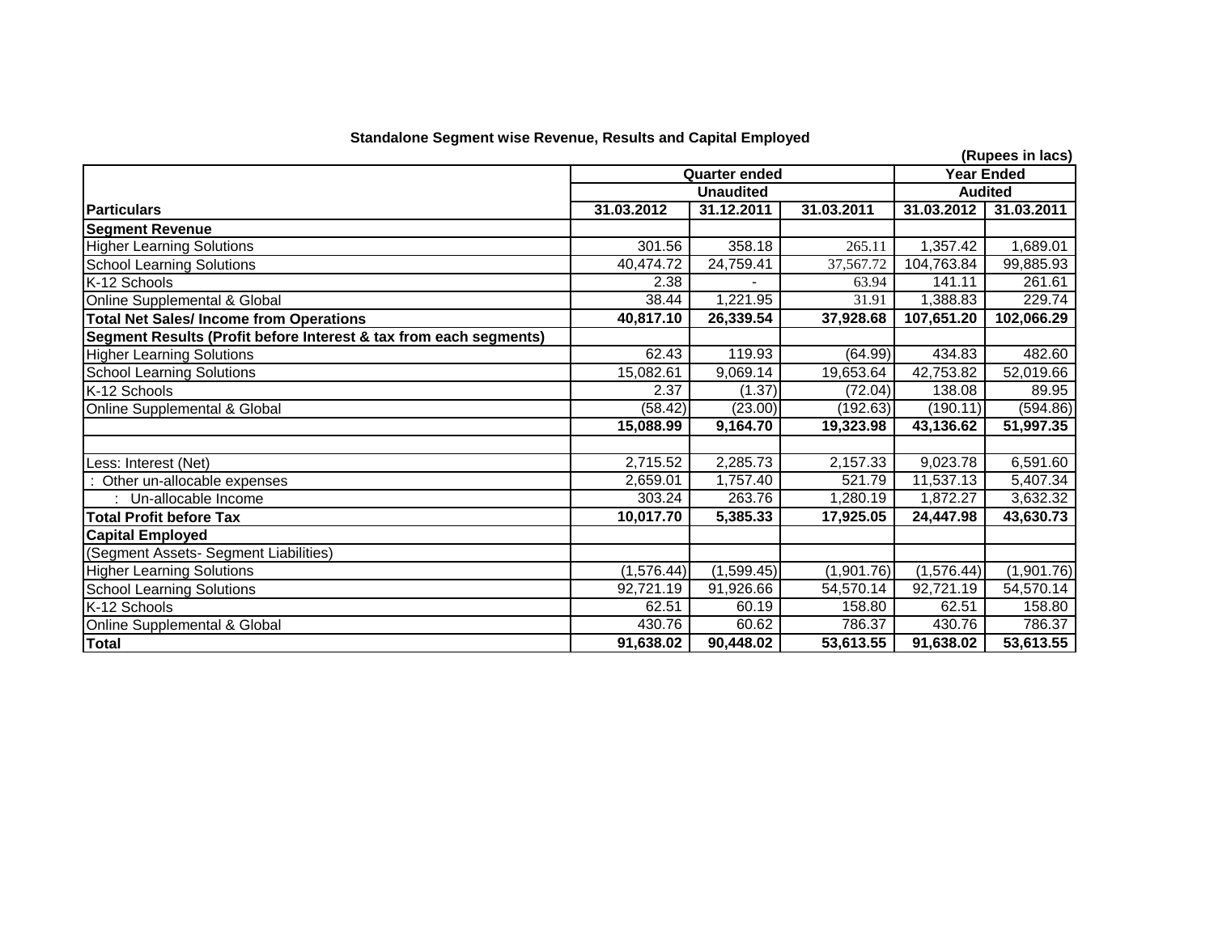## Standalone Segment wise Revenue, Results and Capital Employed

(Rupees in lacs)

| Particulars | Quarter ended | | | Year Ended | |
|---|---|---|---|---|---|
| | Unaudited | | | Audited | |
| | 31.03.2012 | 31.12.2011 | 31.03.2011 | 31.03.2012 | 31.03.2011 |
| **Segment Revenue** | | | | | |
| Higher Learning Solutions | 301.56 | 358.18 | 265.11 | 1,357.42 | 1,689.01 |
| School Learning Solutions | 40,474.72 | 24,759.41 | 37,567.72 | 104,763.84 | 99,885.93 |
| K-12 Schools | 2.38 | - | 63.94 | 141.11 | 261.61 |
| Online Supplemental & Global | 38.44 | 1,221.95 | 31.91 | 1,388.83 | 229.74 |
| **Total Net Sales/ Income from Operations** | **40,817.10** | **26,339.54** | **37,928.68** | **107,651.20** | **102,066.29** |
| **Segment Results (Profit before Interest & tax from each segments)** | | | | | |
| Higher Learning Solutions | 62.43 | 119.93 | (64.99) | 434.83 | 482.60 |
| School Learning Solutions | 15,082.61 | 9,069.14 | 19,653.64 | 42,753.82 | 52,019.66 |
| K-12 Schools | 2.37 | (1.37) | (72.04) | 138.08 | 89.95 |
| Online Supplemental & Global | (58.42) | (23.00) | (192.63) | (190.11) | (594.86) |
| | **15,088.99** | **9,164.70** | **19,323.98** | **43,136.62** | **51,997.35** |
| | | | | | |
| Less: Interest (Net) | 2,715.52 | 2,285.73 | 2,157.33 | 9,023.78 | 6,591.60 |
| : Other un-allocable expenses | 2,659.01 | 1,757.40 | 521.79 | 11,537.13 | 5,407.34 |
| : Un-allocable Income | 303.24 | 263.76 | 1,280.19 | 1,872.27 | 3,632.32 |
| **Total Profit before Tax** | **10,017.70** | **5,385.33** | **17,925.05** | **24,447.98** | **43,630.73** |
| **Capital Employed** | | | | | |
| (Segment Assets- Segment Liabilities) | | | | | |
| Higher Learning Solutions | (1,576.44) | (1,599.45) | (1,901.76) | (1,576.44) | (1,901.76) |
| School Learning Solutions | 92,721.19 | 91,926.66 | 54,570.14 | 92,721.19 | 54,570.14 |
| K-12 Schools | 62.51 | 60.19 | 158.80 | 62.51 | 158.80 |
| Online Supplemental & Global | 430.76 | 60.62 | 786.37 | 430.76 | 786.37 |
| **Total** | **91,638.02** | **90,448.02** | **53,613.55** | **91,638.02** | **53,613.55** |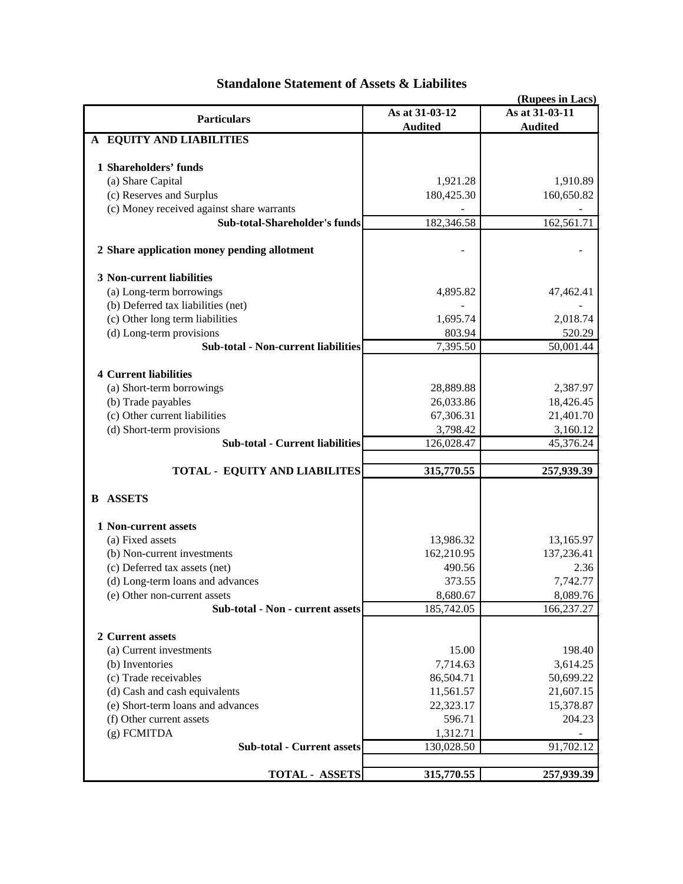# Standalone Statement of Assets & Liabilites

(Rupees in Lacs)

| Particulars | As at 31-03-12 Audited | As at 31-03-11 Audited |
|---|---|---|
| **A EQUITY AND LIABILITIES** | | |
| **1 Shareholders' funds** | | |
| (a) Share Capital | 1,921.28 | 1,910.89 |
| (c) Reserves and Surplus | 180,425.30 | 160,650.82 |
| (c) Money received against share warrants | - | - |
| **Sub-total-Shareholder's funds** | 182,346.58 | 162,561.71 |
| **2 Share application money pending allotment** | - | - |
| **3 Non-current liabilities** | | |
| (a) Long-term borrowings | 4,895.82 | 47,462.41 |
| (b) Deferred tax liabilities (net) | - | - |
| (c) Other long term liabilities | 1,695.74 | 2,018.74 |
| (d) Long-term provisions | 803.94 | 520.29 |
| **Sub-total - Non-current liabilities** | 7,395.50 | 50,001.44 |
| **4 Current liabilities** | | |
| (a) Short-term borrowings | 28,889.88 | 2,387.97 |
| (b) Trade payables | 26,033.86 | 18,426.45 |
| (c) Other current liabilities | 67,306.31 | 21,401.70 |
| (d) Short-term provisions | 3,798.42 | 3,160.12 |
| **Sub-total - Current liabilities** | 126,028.47 | 45,376.24 |
| **TOTAL - EQUITY AND LIABILITES** | **315,770.55** | **257,939.39** |
| **B ASSETS** | | |
| **1 Non-current assets** | | |
| (a) Fixed assets | 13,986.32 | 13,165.97 |
| (b) Non-current investments | 162,210.95 | 137,236.41 |
| (c) Deferred tax assets (net) | 490.56 | 2.36 |
| (d) Long-term loans and advances | 373.55 | 7,742.77 |
| (e) Other non-current assets | 8,680.67 | 8,089.76 |
| **Sub-total - Non - current assets** | 185,742.05 | 166,237.27 |
| **2 Current assets** | | |
| (a) Current investments | 15.00 | 198.40 |
| (b) Inventories | 7,714.63 | 3,614.25 |
| (c) Trade receivables | 86,504.71 | 50,699.22 |
| (d) Cash and cash equivalents | 11,561.57 | 21,607.15 |
| (e) Short-term loans and advances | 22,323.17 | 15,378.87 |
| (f) Other current assets | 596.71 | 204.23 |
| (g) FCMITDA | 1,312.71 | - |
| **Sub-total - Current assets** | 130,028.50 | 91,702.12 |
| **TOTAL - ASSETS** | **315,770.55** | **257,939.39** |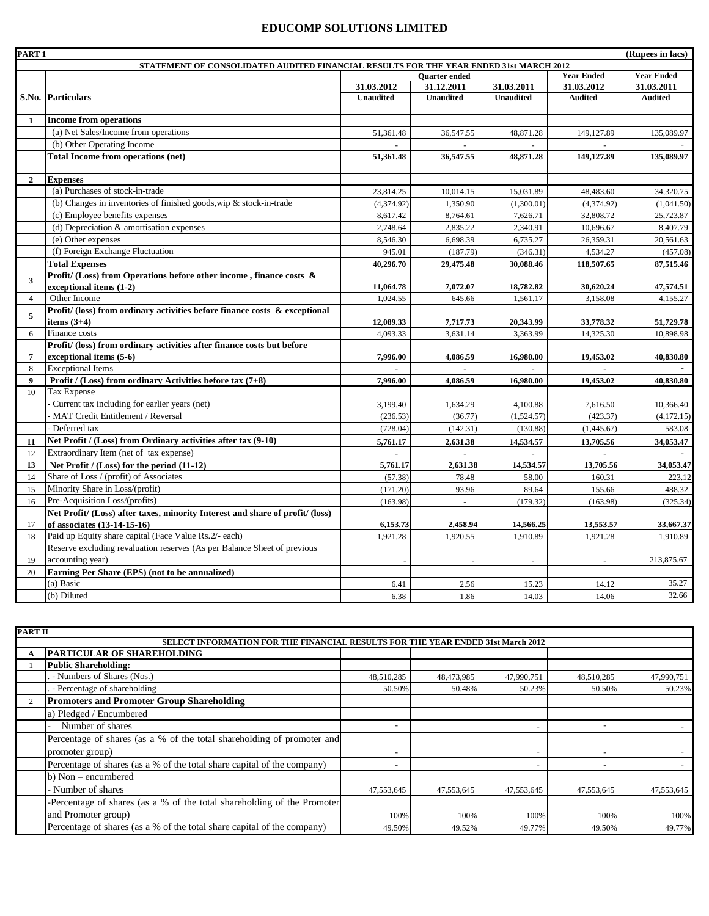# EDUCOMP SOLUTIONS LIMITED

| PART 1 | | | | | | (Rupees in lacs) |
|---|---|---|---|---|---|---|
| | STATEMENT OF CONSOLIDATED AUDITED FINANCIAL RESULTS FOR THE YEAR ENDED 31st MARCH 2012 | | | | | |
| | | Quarter ended | | | Year Ended | Year Ended |
| | | 31.03.2012 | 31.12.2011 | 31.03.2011 | 31.03.2012 | 31.03.2011 |
| S.No. | Particulars | Unaudited | Unaudited | Unaudited | Audited | Audited |
| **1** | **Income from operations** | | | | | |
| | (a) Net Sales/Income from operations | 51,361.48 | 36,547.55 | 48,871.28 | 149,127.89 | 135,089.97 |
| | (b) Other Operating Income | - | - | - | - | - |
| | **Total Income from operations (net)** | **51,361.48** | **36,547.55** | **48,871.28** | **149,127.89** | **135,089.97** |
| **2** | **Expenses** | | | | | |
| | (a) Purchases of stock-in-trade | 23,814.25 | 10,014.15 | 15,031.89 | 48,483.60 | 34,320.75 |
| | (b) Changes in inventories of finished goods,wip & stock-in-trade | (4,374.92) | 1,350.90 | (1,300.01) | (4,374.92) | (1,041.50) |
| | (c) Employee benefits expenses | 8,617.42 | 8,764.61 | 7,626.71 | 32,808.72 | 25,723.87 |
| | (d) Depreciation & amortisation expenses | 2,748.64 | 2,835.22 | 2,340.91 | 10,696.67 | 8,407.79 |
| | (e) Other expenses | 8,546.30 | 6,698.39 | 6,735.27 | 26,359.31 | 20,561.63 |
| | (f) Foreign Exchange Fluctuation | 945.01 | (187.79) | (346.31) | 4,534.27 | (457.08) |
| | **Total Expenses** | **40,296.70** | **29,475.48** | **30,088.46** | **118,507.65** | **87,515.46** |
| **3** | **Profit/ (Loss) from Operations before other income , finance costs & exceptional items (1-2)** | **11,064.78** | **7,072.07** | **18,782.82** | **30,620.24** | **47,574.51** |
| 4 | Other Income | 1,024.55 | 645.66 | 1,561.17 | 3,158.08 | 4,155.27 |
| **5** | **Profit/ (loss) from ordinary activities before finance costs & exceptional items (3+4)** | **12,089.33** | **7,717.73** | **20,343.99** | **33,778.32** | **51,729.78** |
| 6 | Finance costs | 4,093.33 | 3,631.14 | 3,363.99 | 14,325.30 | 10,898.98 |
| **7** | **Profit/ (loss) from ordinary activities after finance costs but before exceptional items (5-6)** | **7,996.00** | **4,086.59** | **16,980.00** | **19,453.02** | **40,830.80** |
| 8 | Exceptional Items | - | - | - | - | - |
| **9** | **Profit / (Loss) from ordinary Activities before tax (7+8)** | **7,996.00** | **4,086.59** | **16,980.00** | **19,453.02** | **40,830.80** |
| 10 | Tax Expense | | | | | |
| | - Current tax including for earlier years (net) | 3,199.40 | 1,634.29 | 4,100.88 | 7,616.50 | 10,366.40 |
| | - MAT Credit Entitlement / Reversal | (236.53) | (36.77) | (1,524.57) | (423.37) | (4,172.15) |
| | - Deferred tax | (728.04) | (142.31) | (130.88) | (1,445.67) | 583.08 |
| **11** | **Net Profit / (Loss) from Ordinary activities after tax (9-10)** | **5,761.17** | **2,631.38** | **14,534.57** | **13,705.56** | **34,053.47** |
| 12 | Extraordinary Item (net of tax expense) | - | - | - | - | - |
| **13** | **Net Profit / (Loss) for the period (11-12)** | **5,761.17** | **2,631.38** | **14,534.57** | **13,705.56** | **34,053.47** |
| 14 | Share of Loss / (profit) of Associates | (57.38) | 78.48 | 58.00 | 160.31 | 223.12 |
| 15 | Minority Share in Loss/(profit) | (171.20) | 93.96 | 89.64 | 155.66 | 488.32 |
| 16 | Pre-Acquisition Loss/(profits) | (163.98) | - | (179.32) | (163.98) | (325.34) |
| 17 | **Net Profit/ (Loss) after taxes, minority Interest and share of profit/ (loss) of associates (13-14-15-16)** | **6,153.73** | **2,458.94** | **14,566.25** | **13,553.57** | **33,667.37** |
| 18 | Paid up Equity share capital (Face Value Rs.2/- each) | 1,921.28 | 1,920.55 | 1,910.89 | 1,921.28 | 1,910.89 |
| 19 | Reserve excluding revaluation reserves (As per Balance Sheet of previous accounting year) | - | - | - | - | 213,875.67 |
| 20 | **Earning Per Share (EPS) (not to be annualized)** | | | | | |
| | (a) Basic | 6.41 | 2.56 | 15.23 | 14.12 | 35.27 |
| | (b) Diluted | 6.38 | 1.86 | 14.03 | 14.06 | 32.66 |

| PART II | | | | | | |
|---|---|---|---|---|---|---|
| | SELECT INFORMATION FOR THE FINANCIAL RESULTS FOR THE YEAR ENDED 31st March 2012 | | | | | |
| **A** | **PARTICULAR OF SHAREHOLDING** | | | | | |
| 1 | **Public Shareholding:** | | | | | |
| | . - Numbers of Shares (Nos.) | 48,510,285 | 48,473,985 | 47,990,751 | 48,510,285 | 47,990,751 |
| | . - Percentage of shareholding | 50.50% | 50.48% | 50.23% | 50.50% | 50.23% |
| 2 | **Promoters and Promoter Group Shareholding** | | | | | |
| | a) Pledged / Encumbered | | | | | |
| | - Number of shares | - | | - | - | - |
| | Percentage of shares (as a % of the total shareholding of promoter and promoter group) | - | | - | - | - |
| | Percentage of shares (as a % of the total share capital of the company) | - | | - | - | - |
| | b) Non – encumbered | | | | | |
| | - Number of shares | 47,553,645 | 47,553,645 | 47,553,645 | 47,553,645 | 47,553,645 |
| | -Percentage of shares (as a % of the total shareholding of the Promoter and Promoter group) | 100% | 100% | 100% | 100% | 100% |
| | Percentage of shares (as a % of the total share capital of the company) | 49.50% | 49.52% | 49.77% | 49.50% | 49.77% |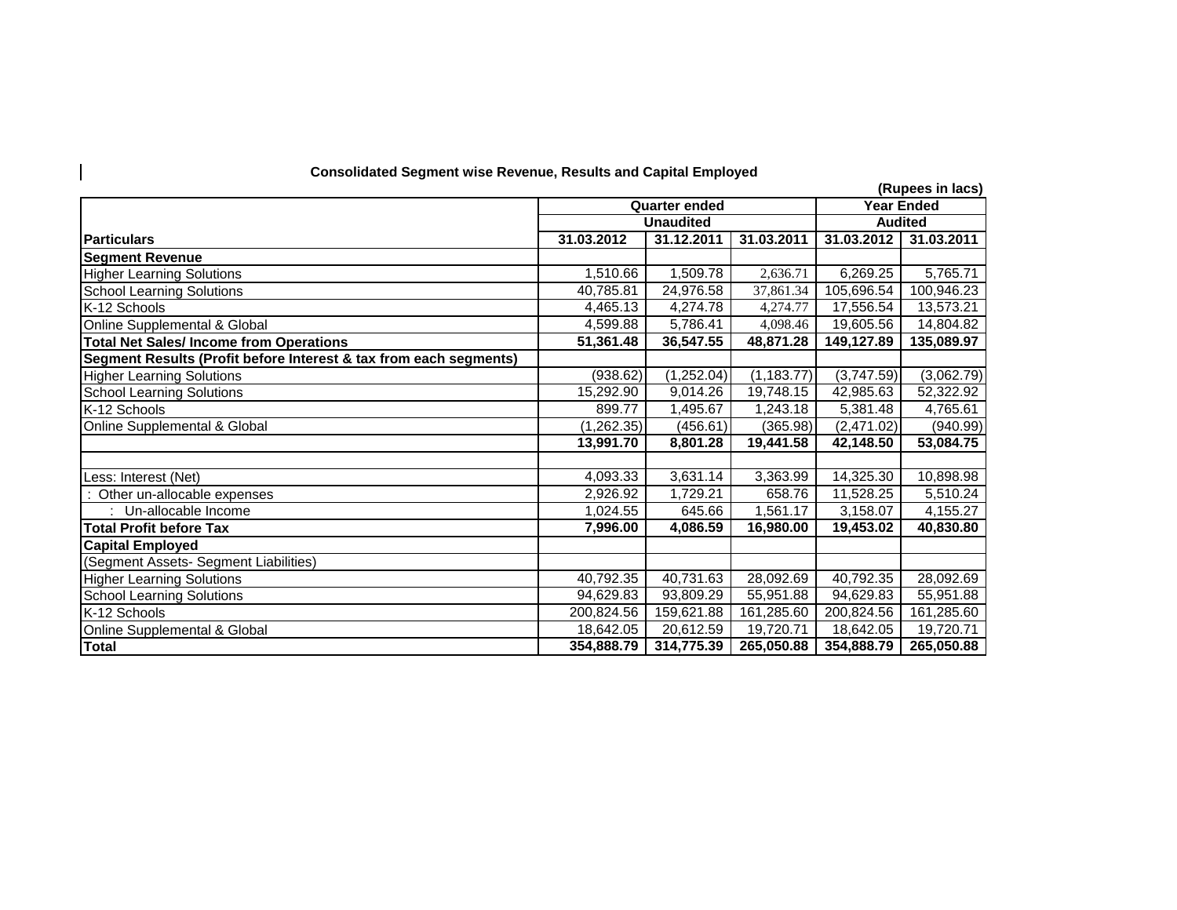**Consolidated Segment wise Revenue, Results and Capital Employed**

(Rupees in lacs)

| Particulars | Quarter ended | | | Year Ended | |
|---|---|---|---|---|---|
| | Unaudited | | | Audited | |
| | 31.03.2012 | 31.12.2011 | 31.03.2011 | 31.03.2012 | 31.03.2011 |
| **Segment Revenue** | | | | | |
| Higher Learning Solutions | 1,510.66 | 1,509.78 | 2,636.71 | 6,269.25 | 5,765.71 |
| School Learning Solutions | 40,785.81 | 24,976.58 | 37,861.34 | 105,696.54 | 100,946.23 |
| K-12 Schools | 4,465.13 | 4,274.78 | 4,274.77 | 17,556.54 | 13,573.21 |
| Online Supplemental & Global | 4,599.88 | 5,786.41 | 4,098.46 | 19,605.56 | 14,804.82 |
| **Total Net Sales/ Income from Operations** | **51,361.48** | **36,547.55** | **48,871.28** | **149,127.89** | **135,089.97** |
| **Segment Results (Profit before Interest & tax from each segments)** | | | | | |
| Higher Learning Solutions | (938.62) | (1,252.04) | (1,183.77) | (3,747.59) | (3,062.79) |
| School Learning Solutions | 15,292.90 | 9,014.26 | 19,748.15 | 42,985.63 | 52,322.92 |
| K-12 Schools | 899.77 | 1,495.67 | 1,243.18 | 5,381.48 | 4,765.61 |
| Online Supplemental & Global | (1,262.35) | (456.61) | (365.98) | (2,471.02) | (940.99) |
| | **13,991.70** | **8,801.28** | **19,441.58** | **42,148.50** | **53,084.75** |
| | | | | | |
| Less: Interest (Net) | 4,093.33 | 3,631.14 | 3,363.99 | 14,325.30 | 10,898.98 |
| : Other un-allocable expenses | 2,926.92 | 1,729.21 | 658.76 | 11,528.25 | 5,510.24 |
| : Un-allocable Income | 1,024.55 | 645.66 | 1,561.17 | 3,158.07 | 4,155.27 |
| **Total Profit before Tax** | **7,996.00** | **4,086.59** | **16,980.00** | **19,453.02** | **40,830.80** |
| **Capital Employed** | | | | | |
| (Segment Assets- Segment Liabilities) | | | | | |
| Higher Learning Solutions | 40,792.35 | 40,731.63 | 28,092.69 | 40,792.35 | 28,092.69 |
| School Learning Solutions | 94,629.83 | 93,809.29 | 55,951.88 | 94,629.83 | 55,951.88 |
| K-12 Schools | 200,824.56 | 159,621.88 | 161,285.60 | 200,824.56 | 161,285.60 |
| Online Supplemental & Global | 18,642.05 | 20,612.59 | 19,720.71 | 18,642.05 | 19,720.71 |
| **Total** | **354,888.79** | **314,775.39** | **265,050.88** | **354,888.79** | **265,050.88** |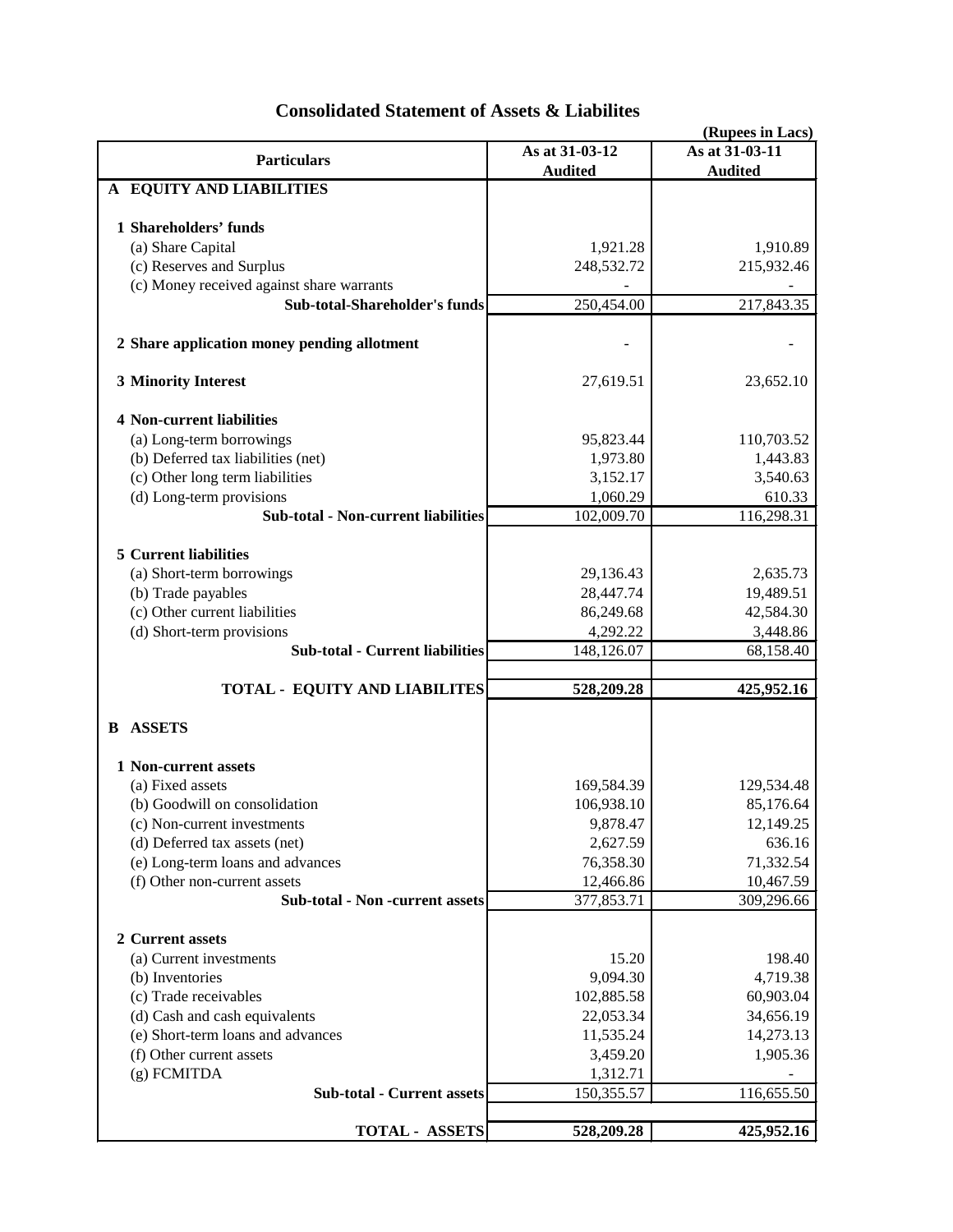# Consolidated Statement of Assets & Liabilites

(Rupees in Lacs)

| Particulars | As at 31-03-12 Audited | As at 31-03-11 Audited |
|---|---|---|
| **A EQUITY AND LIABILITIES** | | |
| **1 Shareholders' funds** | | |
| (a) Share Capital | 1,921.28 | 1,910.89 |
| (c) Reserves and Surplus | 248,532.72 | 215,932.46 |
| (c) Money received against share warrants | - | - |
| **Sub-total-Shareholder's funds** | 250,454.00 | 217,843.35 |
| **2 Share application money pending allotment** | - | - |
| **3 Minority Interest** | 27,619.51 | 23,652.10 |
| **4 Non-current liabilities** | | |
| (a) Long-term borrowings | 95,823.44 | 110,703.52 |
| (b) Deferred tax liabilities (net) | 1,973.80 | 1,443.83 |
| (c) Other long term liabilities | 3,152.17 | 3,540.63 |
| (d) Long-term provisions | 1,060.29 | 610.33 |
| **Sub-total - Non-current liabilities** | 102,009.70 | 116,298.31 |
| **5 Current liabilities** | | |
| (a) Short-term borrowings | 29,136.43 | 2,635.73 |
| (b) Trade payables | 28,447.74 | 19,489.51 |
| (c) Other current liabilities | 86,249.68 | 42,584.30 |
| (d) Short-term provisions | 4,292.22 | 3,448.86 |
| **Sub-total - Current liabilities** | 148,126.07 | 68,158.40 |
| **TOTAL - EQUITY AND LIABILITES** | **528,209.28** | **425,952.16** |
| **B ASSETS** | | |
| **1 Non-current assets** | | |
| (a) Fixed assets | 169,584.39 | 129,534.48 |
| (b) Goodwill on consolidation | 106,938.10 | 85,176.64 |
| (c) Non-current investments | 9,878.47 | 12,149.25 |
| (d) Deferred tax assets (net) | 2,627.59 | 636.16 |
| (e) Long-term loans and advances | 76,358.30 | 71,332.54 |
| (f) Other non-current assets | 12,466.86 | 10,467.59 |
| **Sub-total - Non -current assets** | 377,853.71 | 309,296.66 |
| **2 Current assets** | | |
| (a) Current investments | 15.20 | 198.40 |
| (b) Inventories | 9,094.30 | 4,719.38 |
| (c) Trade receivables | 102,885.58 | 60,903.04 |
| (d) Cash and cash equivalents | 22,053.34 | 34,656.19 |
| (e) Short-term loans and advances | 11,535.24 | 14,273.13 |
| (f) Other current assets | 3,459.20 | 1,905.36 |
| (g) FCMITDA | 1,312.71 | - |
| **Sub-total - Current assets** | 150,355.57 | 116,655.50 |
| **TOTAL - ASSETS** | **528,209.28** | **425,952.16** |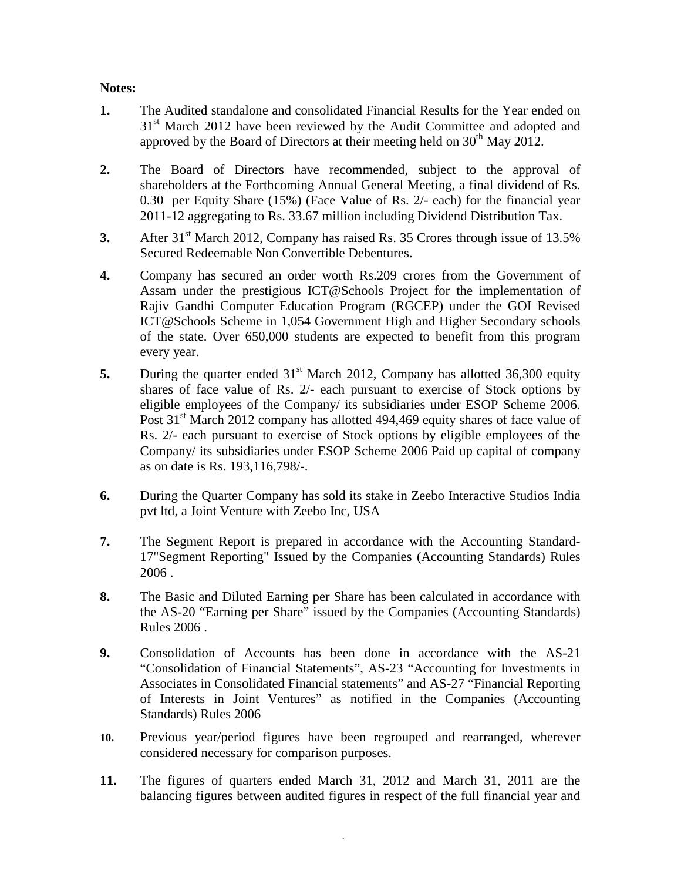**Notes:**

1. The Audited standalone and consolidated Financial Results for the Year ended on 31[st] March 2012 have been reviewed by the Audit Committee and adopted and approved by the Board of Directors at their meeting held on 30[th] May 2012.

2. The Board of Directors have recommended, subject to the approval of shareholders at the Forthcoming Annual General Meeting, a final dividend of Rs. 0.30 per Equity Share (15%) (Face Value of Rs. 2/- each) for the financial year 2011-12 aggregating to Rs. 33.67 million including Dividend Distribution Tax.

3. After 31[st] March 2012, Company has raised Rs. 35 Crores through issue of 13.5% Secured Redeemable Non Convertible Debentures.

4. Company has secured an order worth Rs.209 crores from the Government of Assam under the prestigious ICT@Schools Project for the implementation of Rajiv Gandhi Computer Education Program (RGCEP) under the GOI Revised ICT@Schools Scheme in 1,054 Government High and Higher Secondary schools of the state. Over 650,000 students are expected to benefit from this program every year.

5. During the quarter ended 31[st] March 2012, Company has allotted 36,300 equity shares of face value of Rs. 2/- each pursuant to exercise of Stock options by eligible employees of the Company/ its subsidiaries under ESOP Scheme 2006. Post 31[st] March 2012 company has allotted 494,469 equity shares of face value of Rs. 2/- each pursuant to exercise of Stock options by eligible employees of the Company/ its subsidiaries under ESOP Scheme 2006 Paid up capital of company as on date is Rs. 193,116,798/-.

6. During the Quarter Company has sold its stake in Zeebo Interactive Studios India pvt ltd, a Joint Venture with Zeebo Inc, USA

7. The Segment Report is prepared in accordance with the Accounting Standard-17"Segment Reporting" Issued by the Companies (Accounting Standards) Rules 2006 .

8. The Basic and Diluted Earning per Share has been calculated in accordance with the AS-20 "Earning per Share" issued by the Companies (Accounting Standards) Rules 2006 .

9. Consolidation of Accounts has been done in accordance with the AS-21 "Consolidation of Financial Statements", AS-23 "Accounting for Investments in Associates in Consolidated Financial statements" and AS-27 "Financial Reporting of Interests in Joint Ventures" as notified in the Companies (Accounting Standards) Rules 2006

10. Previous year/period figures have been regrouped and rearranged, wherever considered necessary for comparison purposes.

11. The figures of quarters ended March 31, 2012 and March 31, 2011 are the balancing figures between audited figures in respect of the full financial year and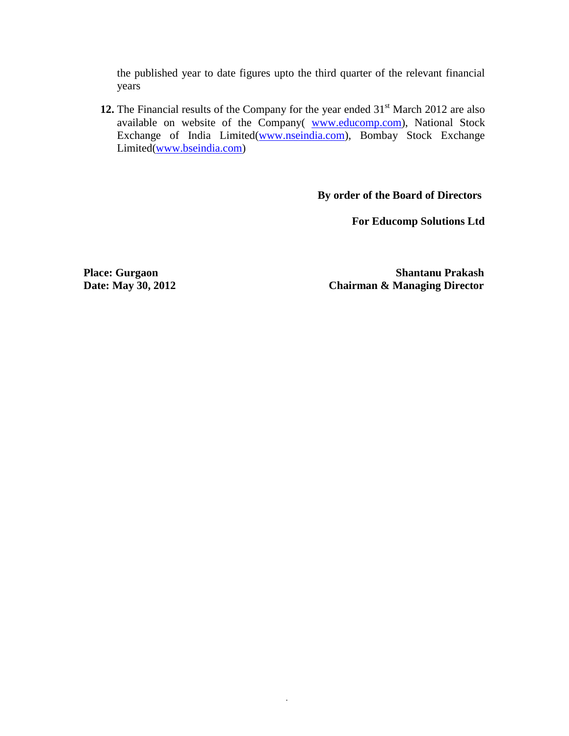the published year to date figures upto the third quarter of the relevant financial years

**12.** The Financial results of the Company for the year ended 31st March 2012 are also available on website of the Company( www.educomp.com), National Stock Exchange of India Limited(www.nseindia.com), Bombay Stock Exchange Limited(www.bseindia.com)

**By order of the Board of Directors**

**For Educomp Solutions Ltd**

**Place: Gurgaon**
**Date: May 30, 2012**

**Shantanu Prakash**
**Chairman & Managing Director**